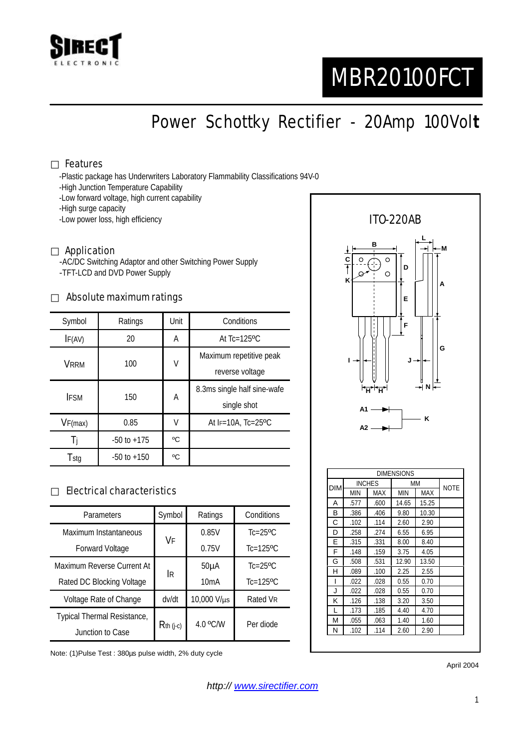# MBR20100FCT

## Power Schottky Rectifier - 20Amp 100Volt

### Features

- -Plastic package has Underwriters Laboratory Flammability Classifications 94V-0
- -High Junction Temperature Capability
- -Low forward voltage, high current capability
- -High surge capacity
- -Low power loss, high efficiency

### Application

- -AC/DC Switching Adaptor and other Switching Power Supply
- -TFT-LCD and DVD Power Supply

### Absolute maximum ratings

| Symbol | Ratings | Unit | Conditions |
|---|---|---|---|
| $I_{F(AV)}$ | 20 | A | At Tc=125ºC |
| $V_{RRM}$ | 100 | V | Maximum repetitive peak reverse voltage |
| $I_{FSM}$ | 150 | A | 8.3ms single half sine-wafe single shot |
| $V_{F(max)}$ | 0.85 | V | At $I_F$=10A, Tc=25ºC |
| $T_j$ | -50 to +175 | ºC | |
| $T_{stg}$ | -50 to +150 | ºC | |

### Electrical characteristics

| Parameters | Symbol | Ratings | Conditions |
|---|---|---|---|
| Maximum Instantaneous Forward Voltage | $V_F$ | 0.85V | Tc=25ºC |
| | | 0.75V | Tc=125ºC |
| Maximum Reverse Current At Rated DC Blocking Voltage | $I_R$ | 50µA | Tc=25ºC |
| | | 10mA | Tc=125ºC |
| Voltage Rate of Change | dv/dt | 10,000 V/µs | Rated $V_R$ |
| Typical Thermal Resistance, Junction to Case | $R_{th\ (j-c)}$ | 4.0 ºC/W | Per diode |

Note: (1)Pulse Test : 380µs pulse width, 2% duty cycle

### ITO-220AB

A1, A2 → K

| DIM | INCHES MIN | INCHES MAX | MM MIN | MM MAX | NOTE |
|---|---|---|---|---|---|
| A | .577 | .600 | 14.65 | 15.25 | |
| B | .386 | .406 | 9.80 | 10.30 | |
| C | .102 | .114 | 2.60 | 2.90 | |
| D | .258 | .274 | 6.55 | 6.95 | |
| E | .315 | .331 | 8.00 | 8.40 | |
| F | .148 | .159 | 3.75 | 4.05 | |
| G | .508 | .531 | 12.90 | 13.50 | |
| H | .089 | .100 | 2.25 | 2.55 | |
| I | .022 | .028 | 0.55 | 0.70 | |
| J | .022 | .028 | 0.55 | 0.70 | |
| K | .126 | .138 | 3.20 | 3.50 | |
| L | .173 | .185 | 4.40 | 4.70 | |
| M | .055 | .063 | 1.40 | 1.60 | |
| N | .102 | .114 | 2.60 | 2.90 | |

April 2004

*http:// www.sirectifier.com*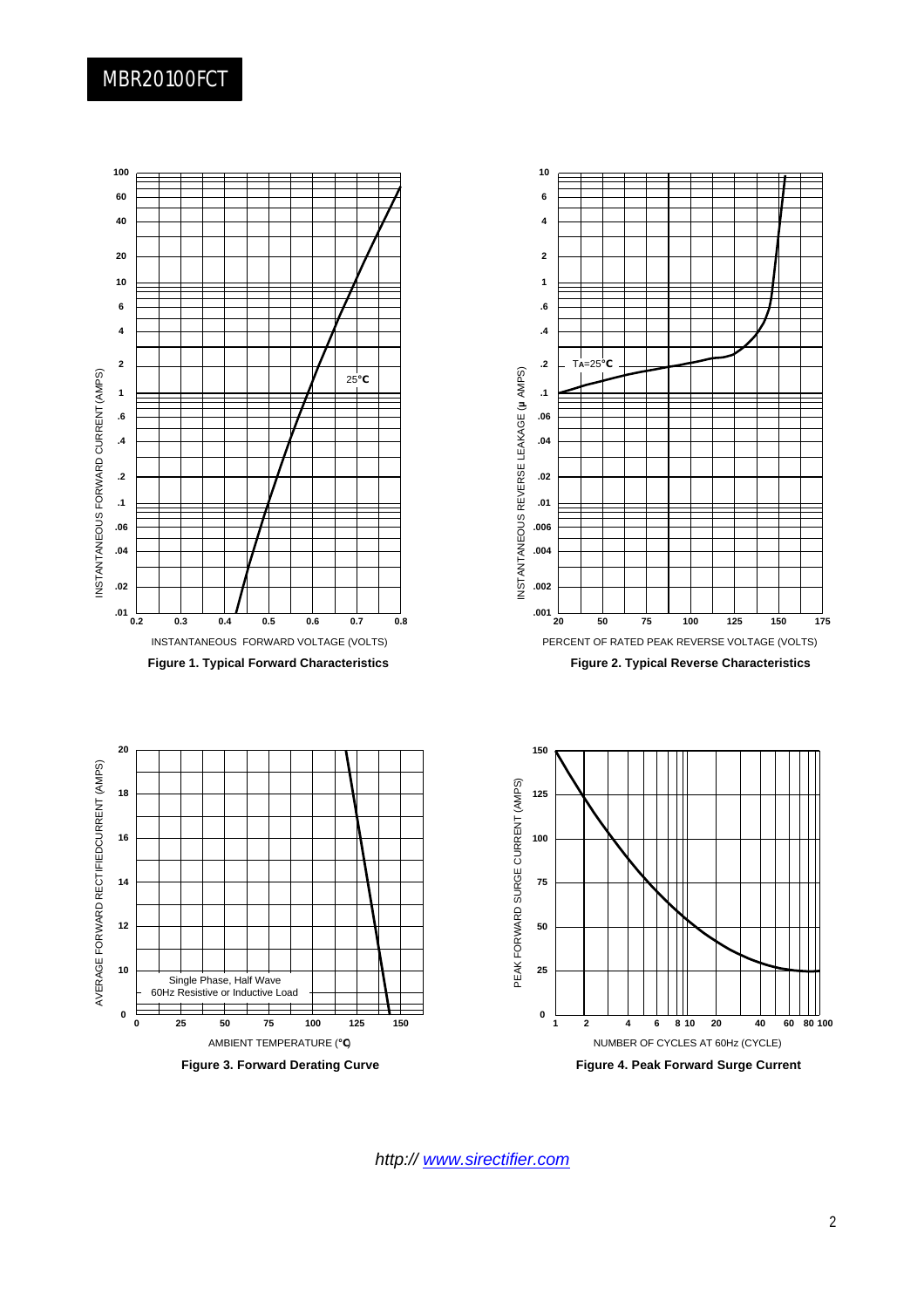# MBR20100FCT

100
60
40
20
10
6
4
2
1
.6
.4
.2
.1
.06
.04
.02
.01

INSTANTANEOUS FORWARD CURRENT (AMPS)

25°C

0.2 0.3 0.4 0.5 0.6 0.7 0.8

INSTANTANEOUS FORWARD VOLTAGE (VOLTS)

**Figure 1. Typical Forward Characteristics**

10
6
4
2
1
.6
.4
.2
.1
.06
.04
.02
.01
.006
.004
.002
.001

INSTANTANEOUS REVERSE LEAKAGE (μ AMPS)

TA=25°C

20 50 75 100 125 150 175

PERCENT OF RATED PEAK REVERSE VOLTAGE (VOLTS)

**Figure 2. Typical Reverse Characteristics**

20
18
16
14
12
10
0

AVERAGE FORWARD RECTIFIEDCURRENT (AMPS)

Single Phase, Half Wave
60Hz Resistive or Inductive Load

0 25 50 75 100 125 150

AMBIENT TEMPERATURE (°C)

**Figure 3. Forward Derating Curve**

150
125
100
75
50
25
0

PEAK FORWARD SURGE CURRENT (AMPS)

1 2 4 6 8 10 20 40 60 80 100

NUMBER OF CYCLES AT 60Hz (CYCLE)

**Figure 4. Peak Forward Surge Current**

*http:// www.sirectifier.com*